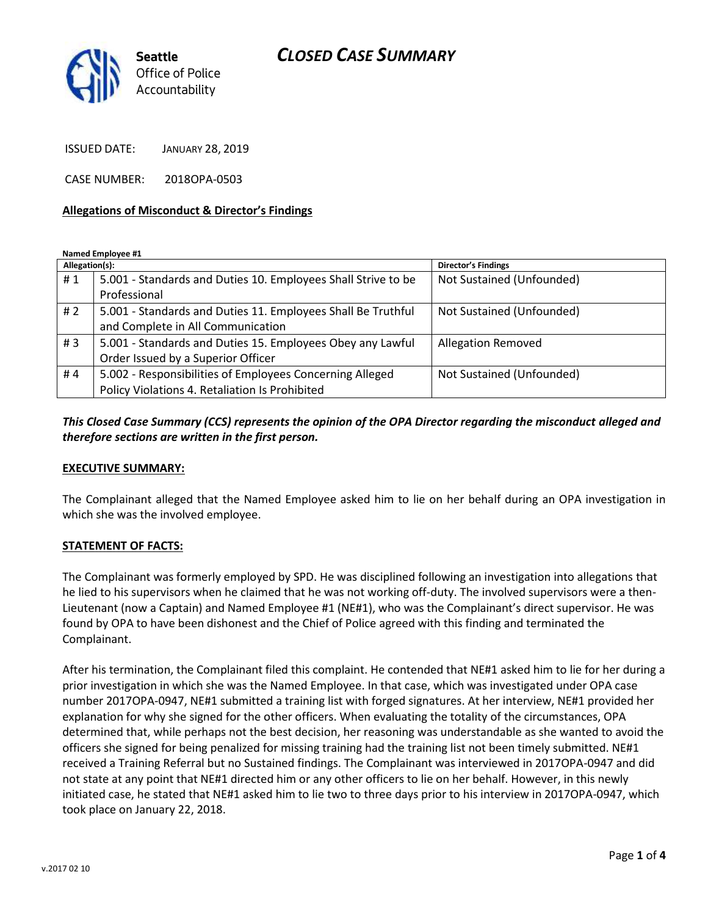**Seattle**
Office of Police
Accountability

# *CLOSED CASE SUMMARY*

ISSUED DATE: JANUARY 28, 2019

CASE NUMBER: 2018OPA-0503

**Allegations of Misconduct & Director's Findings**

**Named Employee #1**

| Allegation(s): | | Director's Findings |
|---|---|---|
| # 1 | 5.001 - Standards and Duties 10. Employees Shall Strive to be Professional | Not Sustained (Unfounded) |
| # 2 | 5.001 - Standards and Duties 11. Employees Shall Be Truthful and Complete in All Communication | Not Sustained (Unfounded) |
| # 3 | 5.001 - Standards and Duties 15. Employees Obey any Lawful Order Issued by a Superior Officer | Allegation Removed |
| # 4 | 5.002 - Responsibilities of Employees Concerning Alleged Policy Violations 4. Retaliation Is Prohibited | Not Sustained (Unfounded) |

***This Closed Case Summary (CCS) represents the opinion of the OPA Director regarding the misconduct alleged and therefore sections are written in the first person.***

**EXECUTIVE SUMMARY:**

The Complainant alleged that the Named Employee asked him to lie on her behalf during an OPA investigation in which she was the involved employee.

**STATEMENT OF FACTS:**

The Complainant was formerly employed by SPD. He was disciplined following an investigation into allegations that he lied to his supervisors when he claimed that he was not working off-duty. The involved supervisors were a then-Lieutenant (now a Captain) and Named Employee #1 (NE#1), who was the Complainant's direct supervisor. He was found by OPA to have been dishonest and the Chief of Police agreed with this finding and terminated the Complainant.

After his termination, the Complainant filed this complaint. He contended that NE#1 asked him to lie for her during a prior investigation in which she was the Named Employee. In that case, which was investigated under OPA case number 2017OPA-0947, NE#1 submitted a training list with forged signatures. At her interview, NE#1 provided her explanation for why she signed for the other officers. When evaluating the totality of the circumstances, OPA determined that, while perhaps not the best decision, her reasoning was understandable as she wanted to avoid the officers she signed for being penalized for missing training had the training list not been timely submitted. NE#1 received a Training Referral but no Sustained findings. The Complainant was interviewed in 2017OPA-0947 and did not state at any point that NE#1 directed him or any other officers to lie on her behalf. However, in this newly initiated case, he stated that NE#1 asked him to lie two to three days prior to his interview in 2017OPA-0947, which took place on January 22, 2018.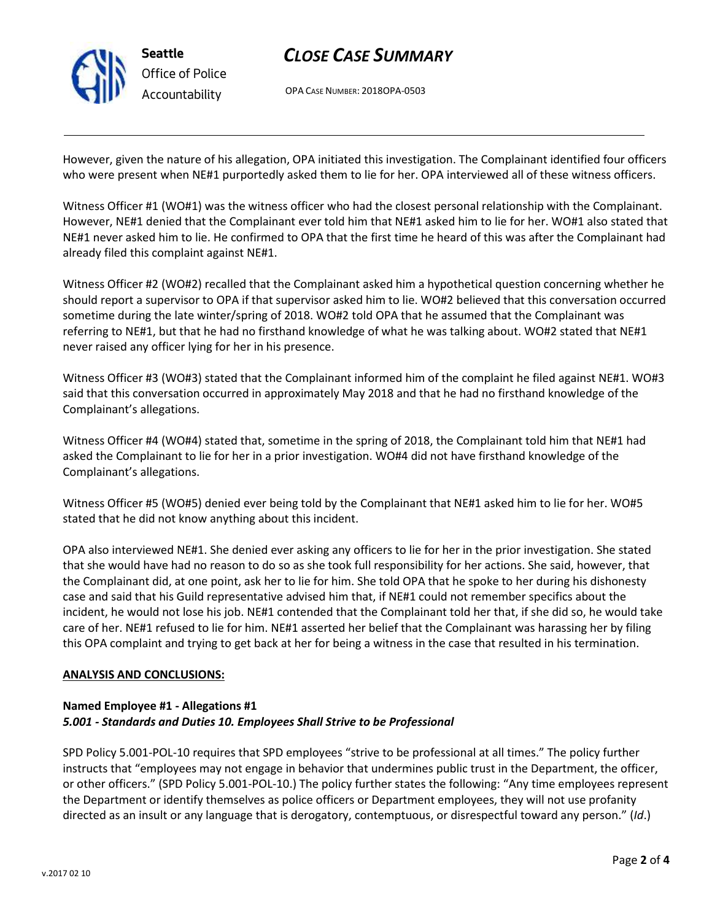However, given the nature of his allegation, OPA initiated this investigation. The Complainant identified four officers who were present when NE#1 purportedly asked them to lie for her. OPA interviewed all of these witness officers.

Witness Officer #1 (WO#1) was the witness officer who had the closest personal relationship with the Complainant. However, NE#1 denied that the Complainant ever told him that NE#1 asked him to lie for her. WO#1 also stated that NE#1 never asked him to lie. He confirmed to OPA that the first time he heard of this was after the Complainant had already filed this complaint against NE#1.

Witness Officer #2 (WO#2) recalled that the Complainant asked him a hypothetical question concerning whether he should report a supervisor to OPA if that supervisor asked him to lie. WO#2 believed that this conversation occurred sometime during the late winter/spring of 2018. WO#2 told OPA that he assumed that the Complainant was referring to NE#1, but that he had no firsthand knowledge of what he was talking about. WO#2 stated that NE#1 never raised any officer lying for her in his presence.

Witness Officer #3 (WO#3) stated that the Complainant informed him of the complaint he filed against NE#1. WO#3 said that this conversation occurred in approximately May 2018 and that he had no firsthand knowledge of the Complainant's allegations.

Witness Officer #4 (WO#4) stated that, sometime in the spring of 2018, the Complainant told him that NE#1 had asked the Complainant to lie for her in a prior investigation. WO#4 did not have firsthand knowledge of the Complainant's allegations.

Witness Officer #5 (WO#5) denied ever being told by the Complainant that NE#1 asked him to lie for her. WO#5 stated that he did not know anything about this incident.

OPA also interviewed NE#1. She denied ever asking any officers to lie for her in the prior investigation. She stated that she would have had no reason to do so as she took full responsibility for her actions. She said, however, that the Complainant did, at one point, ask her to lie for him. She told OPA that he spoke to her during his dishonesty case and said that his Guild representative advised him that, if NE#1 could not remember specifics about the incident, he would not lose his job. NE#1 contended that the Complainant told her that, if she did so, he would take care of her. NE#1 refused to lie for him. NE#1 asserted her belief that the Complainant was harassing her by filing this OPA complaint and trying to get back at her for being a witness in the case that resulted in his termination.

**ANALYSIS AND CONCLUSIONS:**

**Named Employee #1 - Allegations #1**
***5.001 - Standards and Duties 10. Employees Shall Strive to be Professional***

SPD Policy 5.001-POL-10 requires that SPD employees "strive to be professional at all times." The policy further instructs that "employees may not engage in behavior that undermines public trust in the Department, the officer, or other officers." (SPD Policy 5.001-POL-10.) The policy further states the following: "Any time employees represent the Department or identify themselves as police officers or Department employees, they will not use profanity directed as an insult or any language that is derogatory, contemptuous, or disrespectful toward any person." (*Id*.)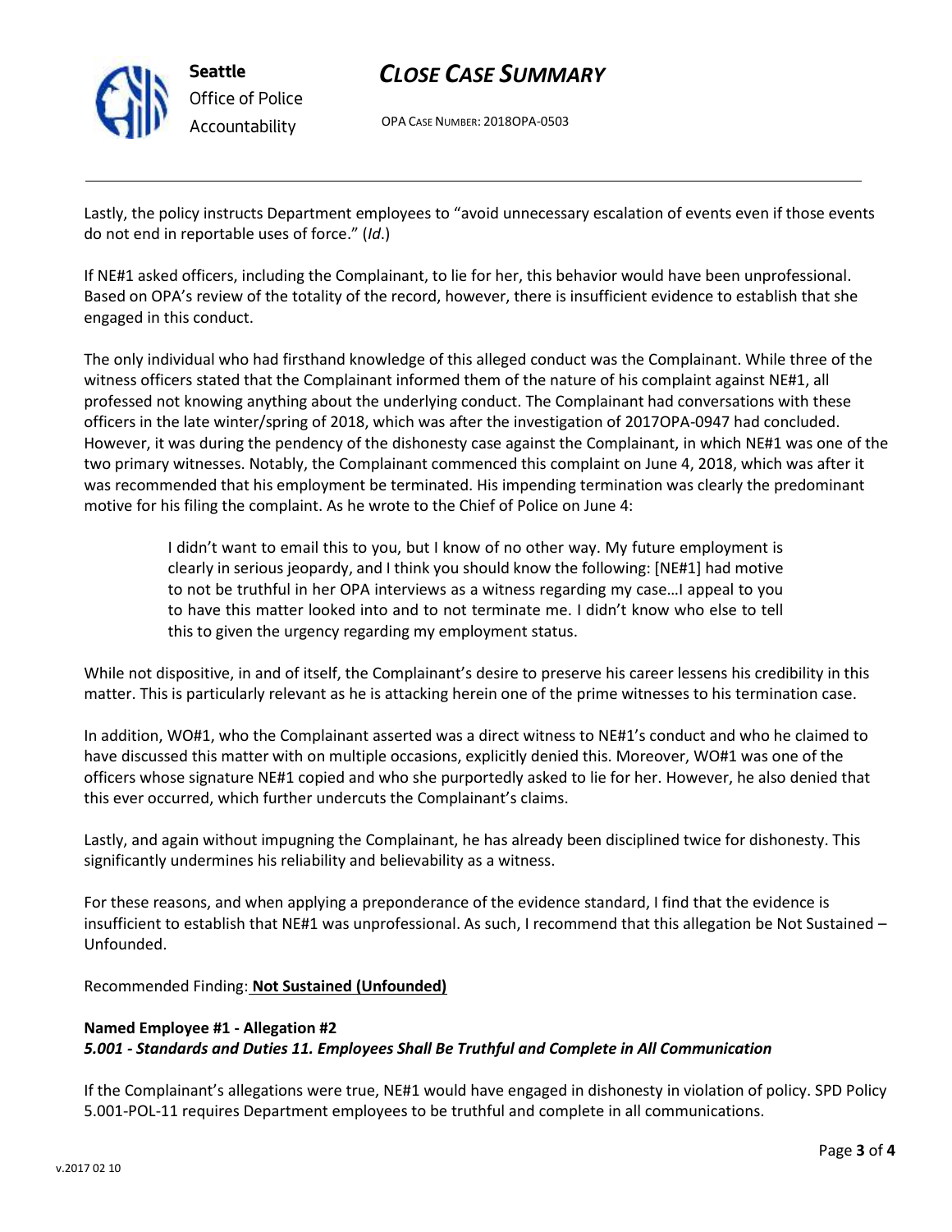Lastly, the policy instructs Department employees to "avoid unnecessary escalation of events even if those events do not end in reportable uses of force." (*Id*.)

If NE#1 asked officers, including the Complainant, to lie for her, this behavior would have been unprofessional. Based on OPA's review of the totality of the record, however, there is insufficient evidence to establish that she engaged in this conduct.

The only individual who had firsthand knowledge of this alleged conduct was the Complainant. While three of the witness officers stated that the Complainant informed them of the nature of his complaint against NE#1, all professed not knowing anything about the underlying conduct. The Complainant had conversations with these officers in the late winter/spring of 2018, which was after the investigation of 2017OPA-0947 had concluded. However, it was during the pendency of the dishonesty case against the Complainant, in which NE#1 was one of the two primary witnesses. Notably, the Complainant commenced this complaint on June 4, 2018, which was after it was recommended that his employment be terminated. His impending termination was clearly the predominant motive for his filing the complaint. As he wrote to the Chief of Police on June 4:

> I didn't want to email this to you, but I know of no other way. My future employment is clearly in serious jeopardy, and I think you should know the following: [NE#1] had motive to not be truthful in her OPA interviews as a witness regarding my case…I appeal to you to have this matter looked into and to not terminate me. I didn't know who else to tell this to given the urgency regarding my employment status.

While not dispositive, in and of itself, the Complainant's desire to preserve his career lessens his credibility in this matter. This is particularly relevant as he is attacking herein one of the prime witnesses to his termination case.

In addition, WO#1, who the Complainant asserted was a direct witness to NE#1's conduct and who he claimed to have discussed this matter with on multiple occasions, explicitly denied this. Moreover, WO#1 was one of the officers whose signature NE#1 copied and who she purportedly asked to lie for her. However, he also denied that this ever occurred, which further undercuts the Complainant's claims.

Lastly, and again without impugning the Complainant, he has already been disciplined twice for dishonesty. This significantly undermines his reliability and believability as a witness.

For these reasons, and when applying a preponderance of the evidence standard, I find that the evidence is insufficient to establish that NE#1 was unprofessional. As such, I recommend that this allegation be Not Sustained – Unfounded.

Recommended Finding: **Not Sustained (Unfounded)**

**Named Employee #1 - Allegation #2**
***5.001 - Standards and Duties 11. Employees Shall Be Truthful and Complete in All Communication***

If the Complainant's allegations were true, NE#1 would have engaged in dishonesty in violation of policy. SPD Policy 5.001-POL-11 requires Department employees to be truthful and complete in all communications.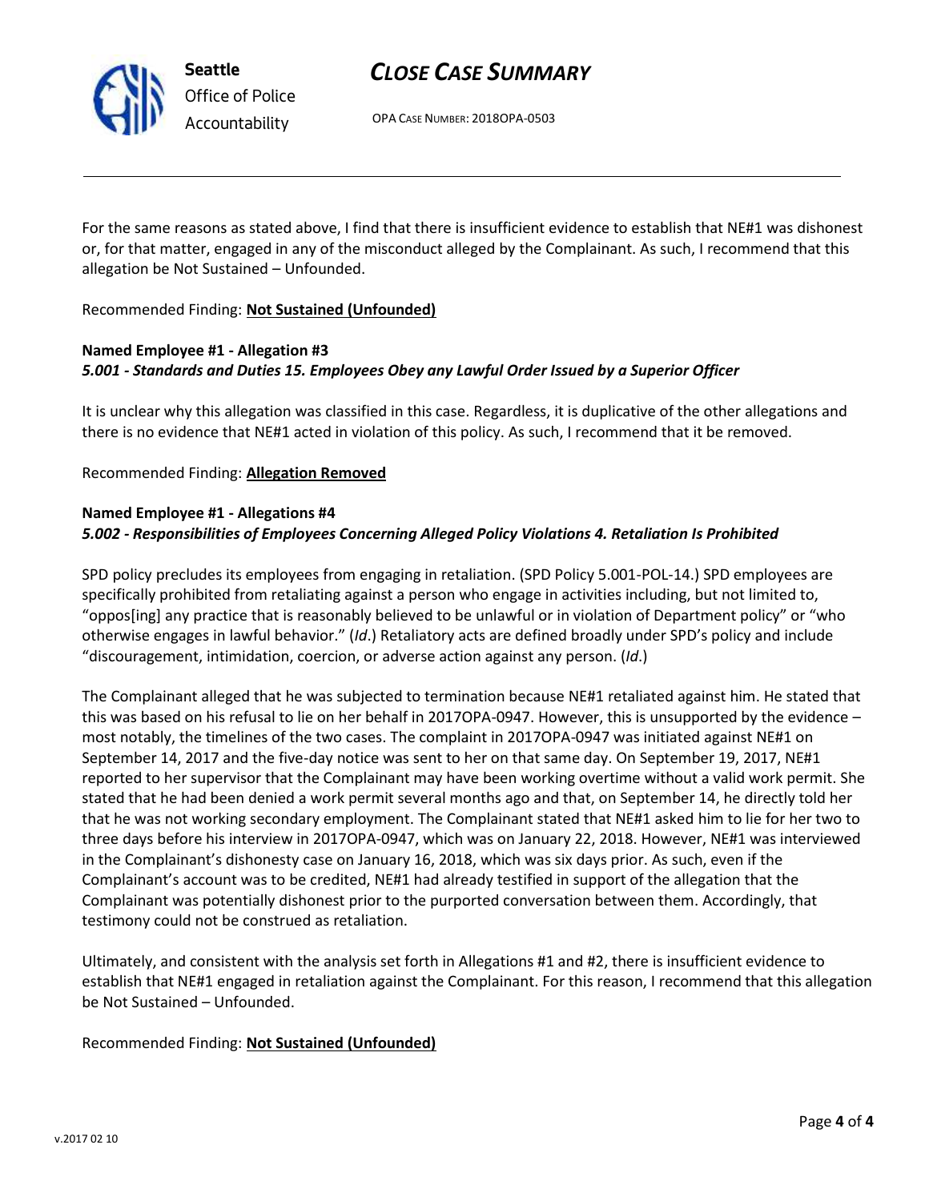For the same reasons as stated above, I find that there is insufficient evidence to establish that NE#1 was dishonest or, for that matter, engaged in any of the misconduct alleged by the Complainant. As such, I recommend that this allegation be Not Sustained – Unfounded.

Recommended Finding: **Not Sustained (Unfounded)**

**Named Employee #1 - Allegation #3**
***5.001 - Standards and Duties 15. Employees Obey any Lawful Order Issued by a Superior Officer***

It is unclear why this allegation was classified in this case. Regardless, it is duplicative of the other allegations and there is no evidence that NE#1 acted in violation of this policy. As such, I recommend that it be removed.

Recommended Finding: **Allegation Removed**

**Named Employee #1 - Allegations #4**
***5.002 - Responsibilities of Employees Concerning Alleged Policy Violations 4. Retaliation Is Prohibited***

SPD policy precludes its employees from engaging in retaliation. (SPD Policy 5.001-POL-14.) SPD employees are specifically prohibited from retaliating against a person who engage in activities including, but not limited to, "oppos[ing] any practice that is reasonably believed to be unlawful or in violation of Department policy" or "who otherwise engages in lawful behavior." (*Id*.) Retaliatory acts are defined broadly under SPD's policy and include "discouragement, intimidation, coercion, or adverse action against any person. (*Id*.)

The Complainant alleged that he was subjected to termination because NE#1 retaliated against him. He stated that this was based on his refusal to lie on her behalf in 2017OPA-0947. However, this is unsupported by the evidence – most notably, the timelines of the two cases. The complaint in 2017OPA-0947 was initiated against NE#1 on September 14, 2017 and the five-day notice was sent to her on that same day. On September 19, 2017, NE#1 reported to her supervisor that the Complainant may have been working overtime without a valid work permit. She stated that he had been denied a work permit several months ago and that, on September 14, he directly told her that he was not working secondary employment. The Complainant stated that NE#1 asked him to lie for her two to three days before his interview in 2017OPA-0947, which was on January 22, 2018. However, NE#1 was interviewed in the Complainant's dishonesty case on January 16, 2018, which was six days prior. As such, even if the Complainant's account was to be credited, NE#1 had already testified in support of the allegation that the Complainant was potentially dishonest prior to the purported conversation between them. Accordingly, that testimony could not be construed as retaliation.

Ultimately, and consistent with the analysis set forth in Allegations #1 and #2, there is insufficient evidence to establish that NE#1 engaged in retaliation against the Complainant. For this reason, I recommend that this allegation be Not Sustained – Unfounded.

Recommended Finding: **Not Sustained (Unfounded)**